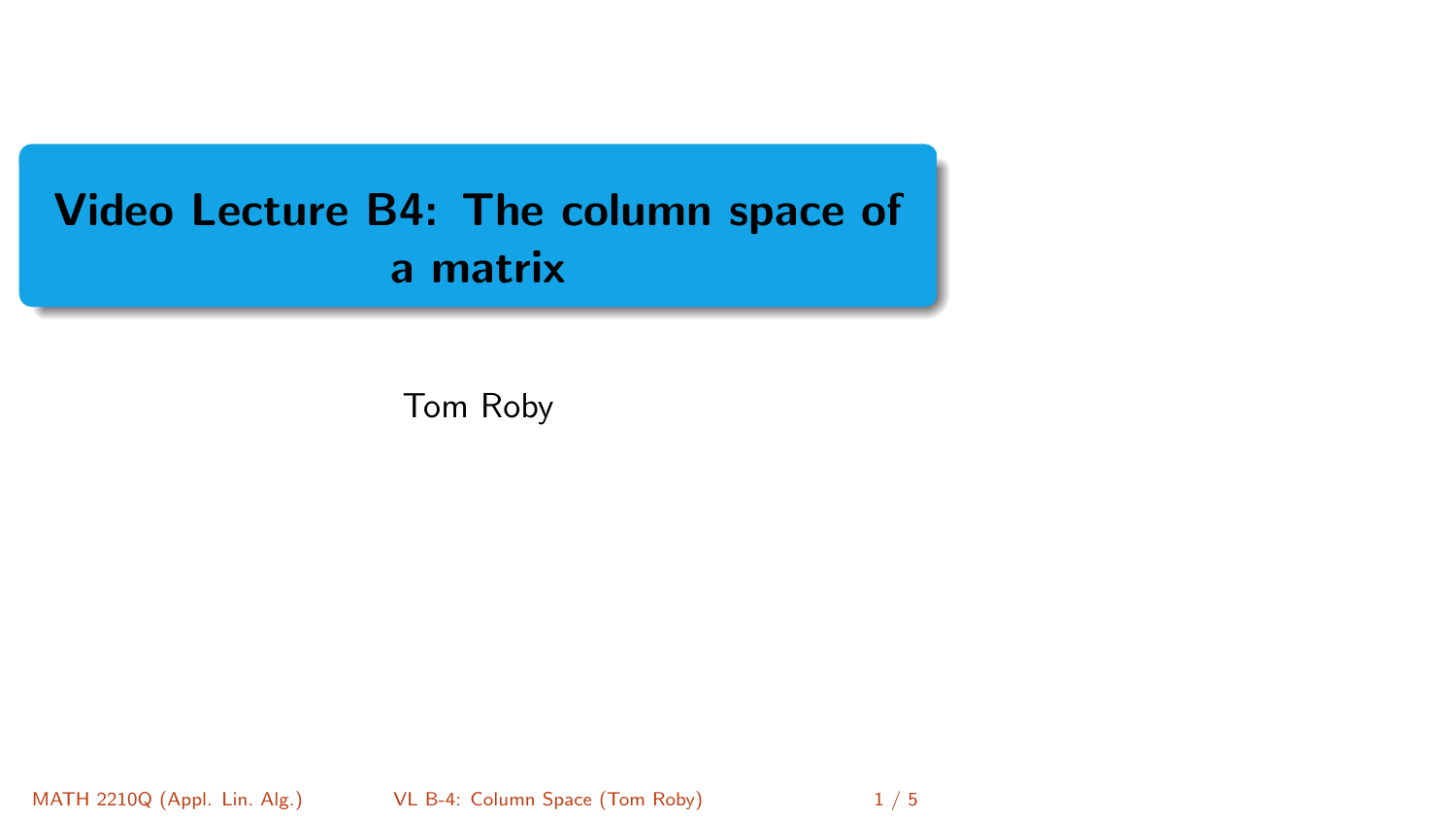# Video Lecture B4: The column space of a matrix

Tom Roby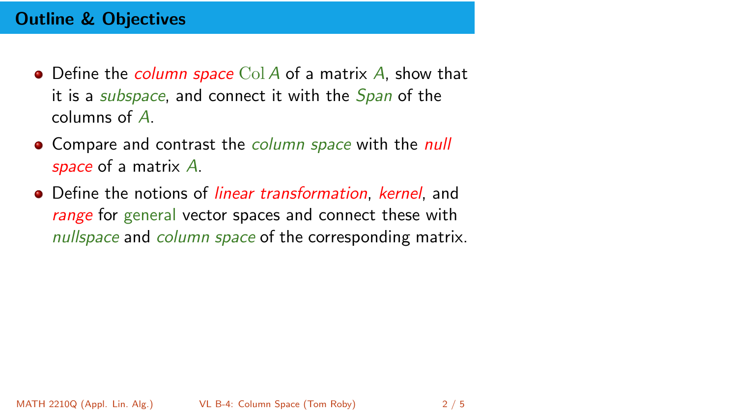## Outline & Objectives

- Define the *column space* $\operatorname{Col} A$ of a matrix $A$, show that it is a *subspace*, and connect it with the *Span* of the columns of $A$.
- Compare and contrast the *column space* with the *null space* of a matrix $A$.
- Define the notions of *linear transformation*, *kernel*, and *range* for general vector spaces and connect these with *nullspace* and *column space* of the corresponding matrix.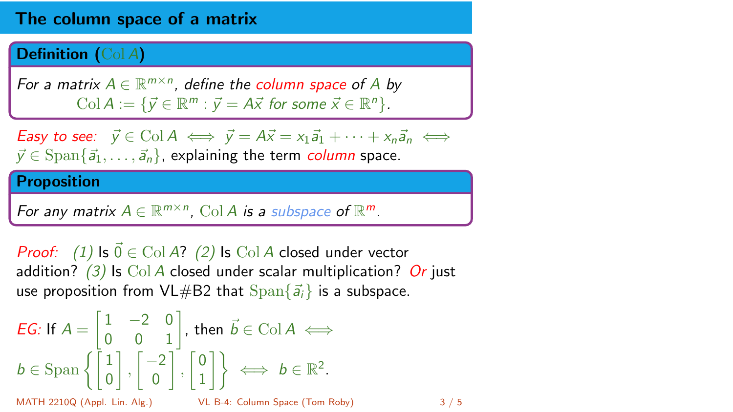# The column space of a matrix

**Definition ($\mathrm{Col}\, A$)**

*For a matrix $A \in \mathbb{R}^{m \times n}$, define the column space of $A$ by*

$$\mathrm{Col}\, A := \{\vec{y} \in \mathbb{R}^m : \vec{y} = A\vec{x} \text{ for some } \vec{x} \in \mathbb{R}^n\}.$$

*Easy to see:* $\vec{y} \in \mathrm{Col}\, A \iff \vec{y} = A\vec{x} = x_1\vec{a}_1 + \cdots + x_n\vec{a}_n \iff \vec{y} \in \mathrm{Span}\{\vec{a}_1, \ldots, \vec{a}_n\}$, explaining the term *column* space.

**Proposition**

*For any matrix $A \in \mathbb{R}^{m \times n}$, $\mathrm{Col}\, A$ is a subspace of $\mathbb{R}^m$.*

*Proof:* *(1)* Is $\vec{0} \in \mathrm{Col}\, A$? *(2)* Is $\mathrm{Col}\, A$ closed under vector addition? *(3)* Is $\mathrm{Col}\, A$ closed under scalar multiplication? *Or* just use proposition from VL#B2 that $\mathrm{Span}\{\vec{a}_i\}$ is a subspace.

*EG:* If $A = \begin{bmatrix} 1 & -2 & 0 \\ 0 & 0 & 1 \end{bmatrix}$, then $\vec{b} \in \mathrm{Col}\, A \iff$
$b \in \mathrm{Span}\left\{ \begin{bmatrix} 1 \\ 0 \end{bmatrix}, \begin{bmatrix} -2 \\ 0 \end{bmatrix}, \begin{bmatrix} 0 \\ 1 \end{bmatrix} \right\} \iff b \in \mathbb{R}^2$.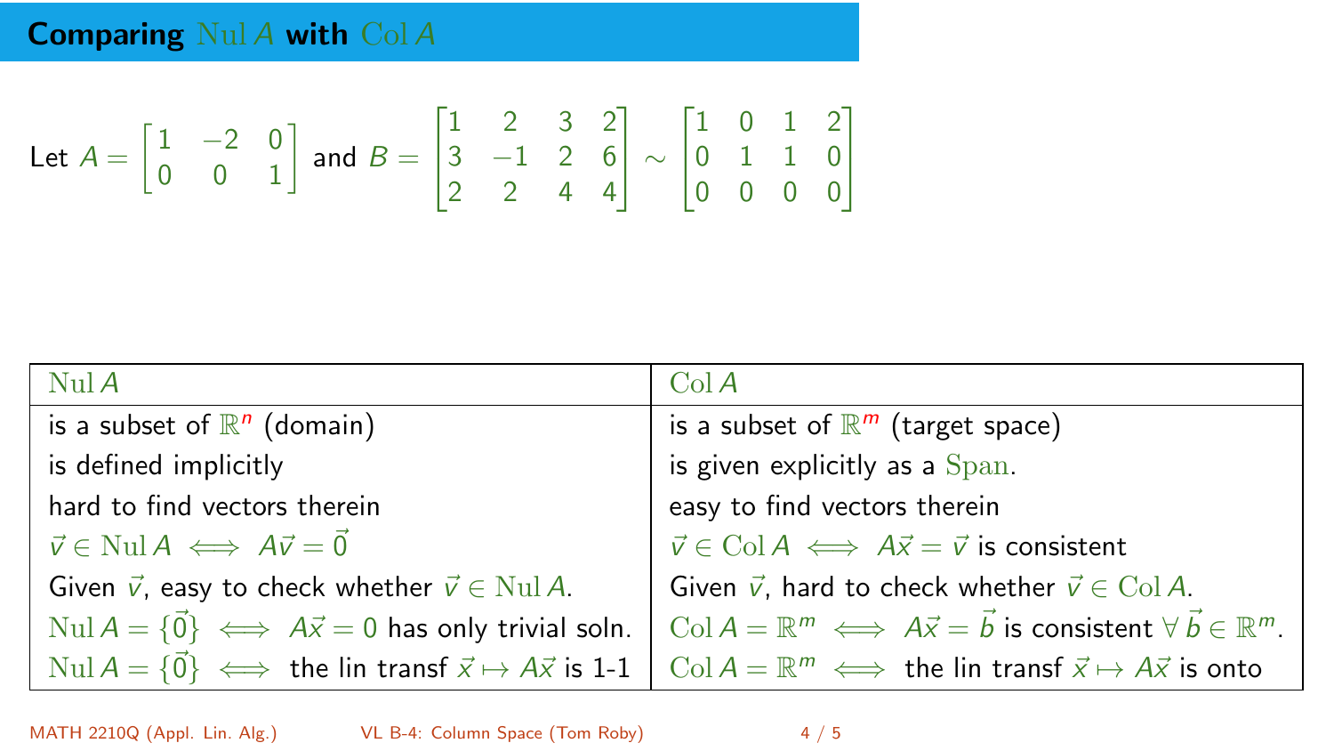# Comparing $\mathrm{Nul}\, A$ with $\mathrm{Col}\, A$

Let $A = \begin{bmatrix} 1 & -2 & 0 \\ 0 & 0 & 1 \end{bmatrix}$ and $B = \begin{bmatrix} 1 & 2 & 3 & 2 \\ 3 & -1 & 2 & 6 \\ 2 & 2 & 4 & 4 \end{bmatrix} \sim \begin{bmatrix} 1 & 0 & 1 & 2 \\ 0 & 1 & 1 & 0 \\ 0 & 0 & 0 & 0 \end{bmatrix}$

| $\mathrm{Nul}\, A$ | $\mathrm{Col}\, A$ |
|---|---|
| is a subset of $\mathbb{R}^n$ (domain) | is a subset of $\mathbb{R}^m$ (target space) |
| is defined implicitly | is given explicitly as a $\mathrm{Span}$. |
| hard to find vectors therein | easy to find vectors therein |
| $\vec{v} \in \mathrm{Nul}\, A \iff A\vec{v} = \vec{0}$ | $\vec{v} \in \mathrm{Col}\, A \iff A\vec{x} = \vec{v}$ is consistent |
| Given $\vec{v}$, easy to check whether $\vec{v} \in \mathrm{Nul}\, A$. | Given $\vec{v}$, hard to check whether $\vec{v} \in \mathrm{Col}\, A$. |
| $\mathrm{Nul}\, A = \{\vec{0}\} \iff A\vec{x} = 0$ has only trivial soln. | $\mathrm{Col}\, A = \mathbb{R}^m \iff A\vec{x} = \vec{b}$ is consistent $\forall\, \vec{b} \in \mathbb{R}^m$. |
| $\mathrm{Nul}\, A = \{\vec{0}\} \iff$ the lin transf $\vec{x} \mapsto A\vec{x}$ is 1-1 | $\mathrm{Col}\, A = \mathbb{R}^m \iff$ the lin transf $\vec{x} \mapsto A\vec{x}$ is onto |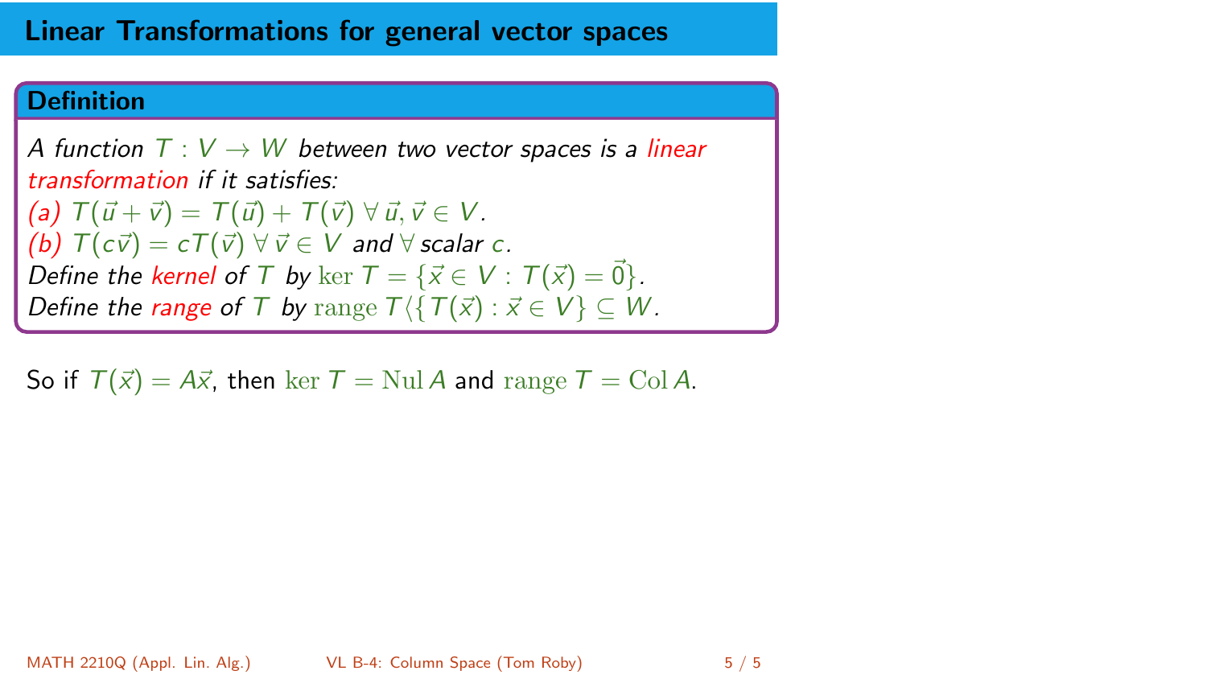# Linear Transformations for general vector spaces

**Definition**

*A function $T : V \to W$ between two vector spaces is a linear transformation if it satisfies:*

*(a) $T(\vec{u} + \vec{v}) = T(\vec{u}) + T(\vec{v}) \; \forall \, \vec{u}, \vec{v} \in V$.*

*(b) $T(c\vec{v}) = cT(\vec{v}) \; \forall \, \vec{v} \in V$ and $\forall$ scalar $c$.*

*Define the kernel of $T$ by $\ker T = \{\vec{x} \in V : T(\vec{x}) = \vec{0}\}$.*

*Define the range of $T$ by $\operatorname{range} T \langle \{T(\vec{x}) : \vec{x} \in V\} \subseteq W$.*

So if $T(\vec{x}) = A\vec{x}$, then $\ker T = \operatorname{Nul} A$ and $\operatorname{range} T = \operatorname{Col} A$.